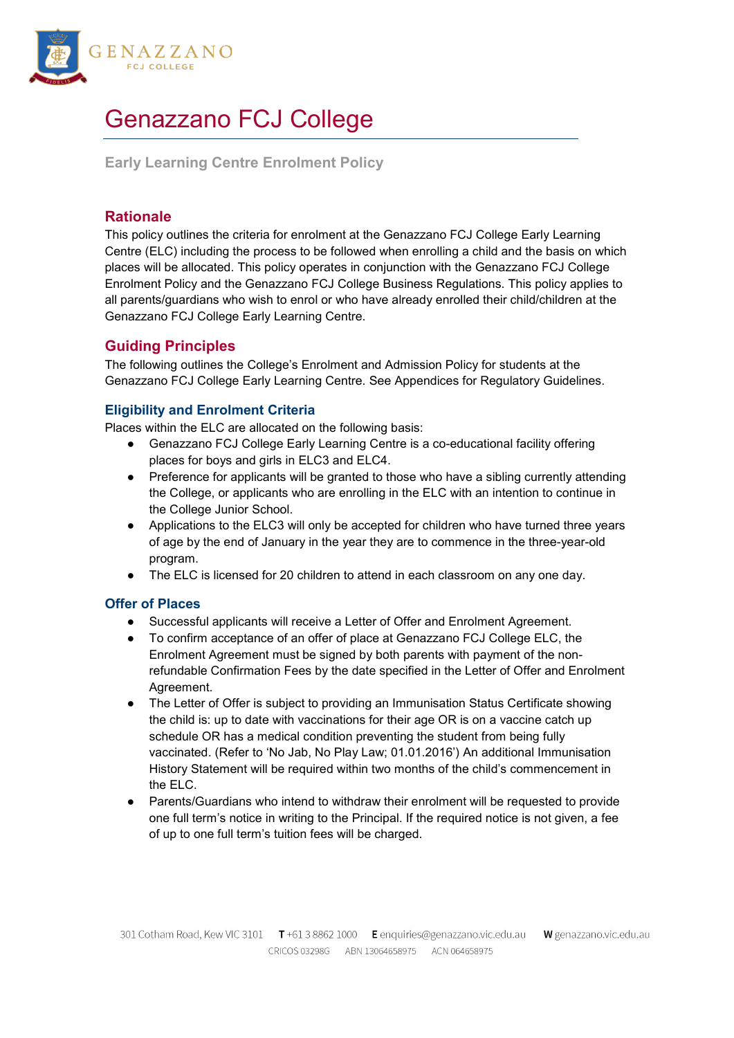# Genazzano FCJ College

**Early Learning Centre Enrolment Policy**

## Rationale

This policy outlines the criteria for enrolment at the Genazzano FCJ College Early Learning Centre (ELC) including the process to be followed when enrolling a child and the basis on which places will be allocated. This policy operates in conjunction with the Genazzano FCJ College Enrolment Policy and the Genazzano FCJ College Business Regulations. This policy applies to all parents/guardians who wish to enrol or who have already enrolled their child/children at the Genazzano FCJ College Early Learning Centre.

## Guiding Principles

The following outlines the College's Enrolment and Admission Policy for students at the Genazzano FCJ College Early Learning Centre. See Appendices for Regulatory Guidelines.

### Eligibility and Enrolment Criteria

Places within the ELC are allocated on the following basis:

- Genazzano FCJ College Early Learning Centre is a co-educational facility offering places for boys and girls in ELC3 and ELC4.
- Preference for applicants will be granted to those who have a sibling currently attending the College, or applicants who are enrolling in the ELC with an intention to continue in the College Junior School.
- Applications to the ELC3 will only be accepted for children who have turned three years of age by the end of January in the year they are to commence in the three-year-old program.
- The ELC is licensed for 20 children to attend in each classroom on any one day.

### Offer of Places

- Successful applicants will receive a Letter of Offer and Enrolment Agreement.
- To confirm acceptance of an offer of place at Genazzano FCJ College ELC, the Enrolment Agreement must be signed by both parents with payment of the non-refundable Confirmation Fees by the date specified in the Letter of Offer and Enrolment Agreement.
- The Letter of Offer is subject to providing an Immunisation Status Certificate showing the child is: up to date with vaccinations for their age OR is on a vaccine catch up schedule OR has a medical condition preventing the student from being fully vaccinated. (Refer to 'No Jab, No Play Law; 01.01.2016') An additional Immunisation History Statement will be required within two months of the child's commencement in the ELC.
- Parents/Guardians who intend to withdraw their enrolment will be requested to provide one full term's notice in writing to the Principal. If the required notice is not given, a fee of up to one full term's tuition fees will be charged.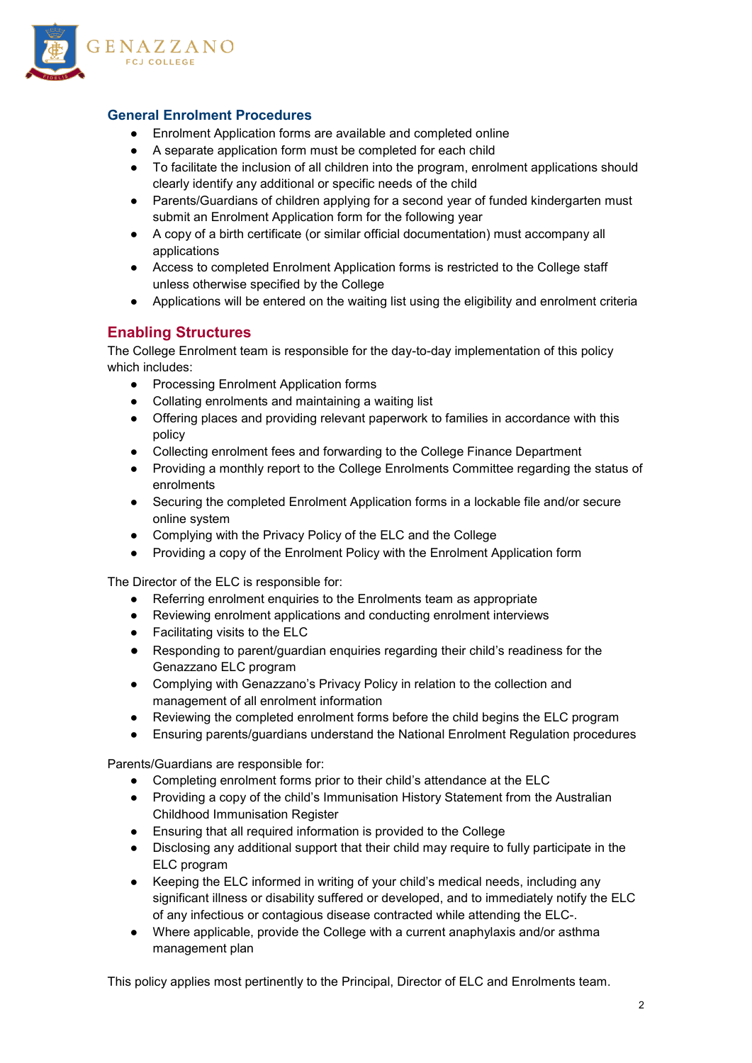## General Enrolment Procedures

- Enrolment Application forms are available and completed online
- A separate application form must be completed for each child
- To facilitate the inclusion of all children into the program, enrolment applications should clearly identify any additional or specific needs of the child
- Parents/Guardians of children applying for a second year of funded kindergarten must submit an Enrolment Application form for the following year
- A copy of a birth certificate (or similar official documentation) must accompany all applications
- Access to completed Enrolment Application forms is restricted to the College staff unless otherwise specified by the College
- Applications will be entered on the waiting list using the eligibility and enrolment criteria

## Enabling Structures

The College Enrolment team is responsible for the day-to-day implementation of this policy which includes:

- Processing Enrolment Application forms
- Collating enrolments and maintaining a waiting list
- Offering places and providing relevant paperwork to families in accordance with this policy
- Collecting enrolment fees and forwarding to the College Finance Department
- Providing a monthly report to the College Enrolments Committee regarding the status of enrolments
- Securing the completed Enrolment Application forms in a lockable file and/or secure online system
- Complying with the Privacy Policy of the ELC and the College
- Providing a copy of the Enrolment Policy with the Enrolment Application form

The Director of the ELC is responsible for:

- Referring enrolment enquiries to the Enrolments team as appropriate
- Reviewing enrolment applications and conducting enrolment interviews
- Facilitating visits to the ELC
- Responding to parent/guardian enquiries regarding their child's readiness for the Genazzano ELC program
- Complying with Genazzano's Privacy Policy in relation to the collection and management of all enrolment information
- Reviewing the completed enrolment forms before the child begins the ELC program
- Ensuring parents/guardians understand the National Enrolment Regulation procedures

Parents/Guardians are responsible for:

- Completing enrolment forms prior to their child's attendance at the ELC
- Providing a copy of the child's Immunisation History Statement from the Australian Childhood Immunisation Register
- Ensuring that all required information is provided to the College
- Disclosing any additional support that their child may require to fully participate in the ELC program
- Keeping the ELC informed in writing of your child's medical needs, including any significant illness or disability suffered or developed, and to immediately notify the ELC of any infectious or contagious disease contracted while attending the ELC-.
- Where applicable, provide the College with a current anaphylaxis and/or asthma management plan

This policy applies most pertinently to the Principal, Director of ELC and Enrolments team.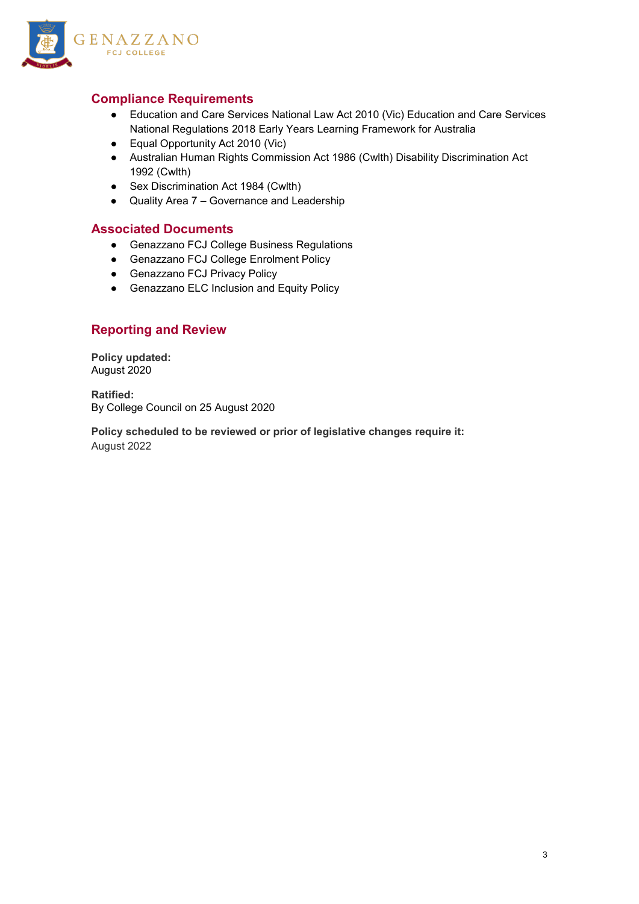## Compliance Requirements

- Education and Care Services National Law Act 2010 (Vic) Education and Care Services National Regulations 2018 Early Years Learning Framework for Australia
- Equal Opportunity Act 2010 (Vic)
- Australian Human Rights Commission Act 1986 (Cwlth) Disability Discrimination Act 1992 (Cwlth)
- Sex Discrimination Act 1984 (Cwlth)
- Quality Area 7 – Governance and Leadership

## Associated Documents

- Genazzano FCJ College Business Regulations
- Genazzano FCJ College Enrolment Policy
- Genazzano FCJ Privacy Policy
- Genazzano ELC Inclusion and Equity Policy

## Reporting and Review

**Policy updated:**
August 2020

**Ratified:**
By College Council on 25 August 2020

**Policy scheduled to be reviewed or prior of legislative changes require it:**
August 2022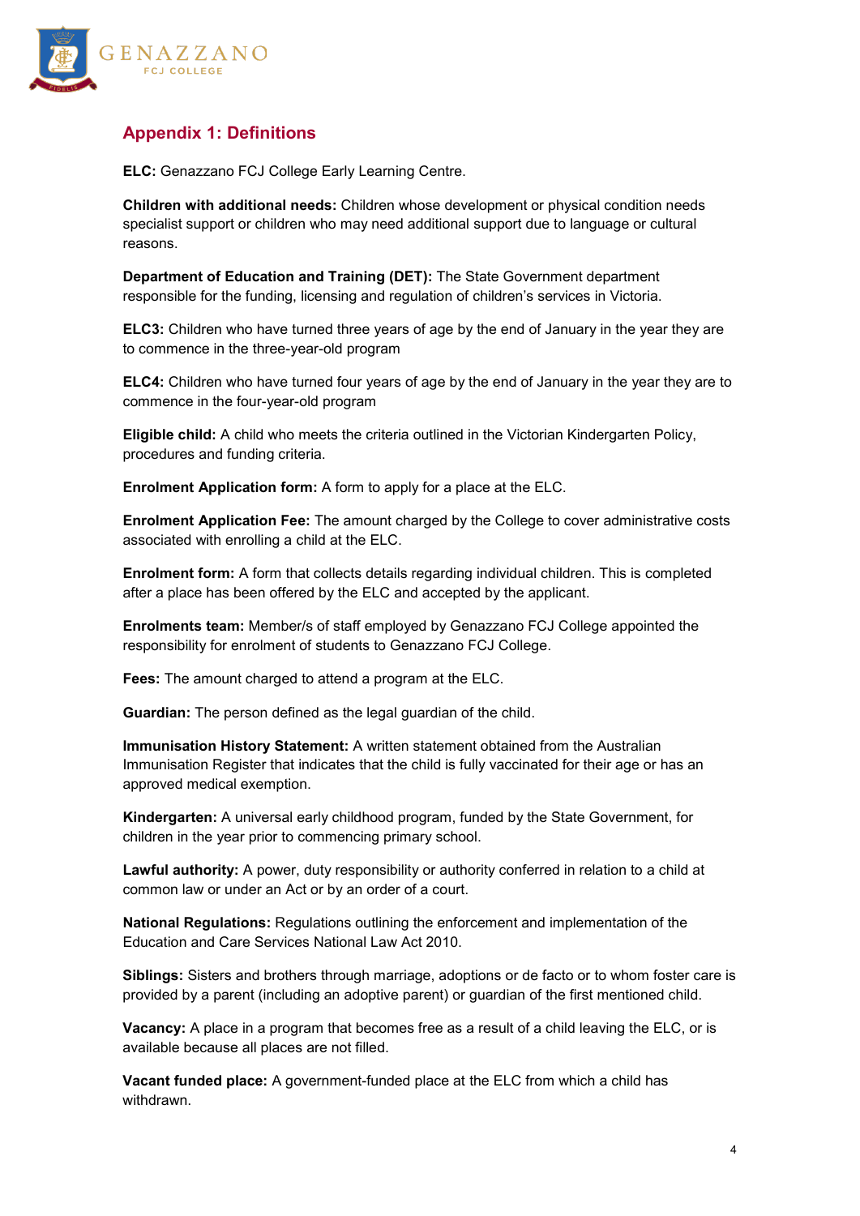## Appendix 1: Definitions

**ELC:** Genazzano FCJ College Early Learning Centre.

**Children with additional needs:** Children whose development or physical condition needs specialist support or children who may need additional support due to language or cultural reasons.

**Department of Education and Training (DET):** The State Government department responsible for the funding, licensing and regulation of children's services in Victoria.

**ELC3:** Children who have turned three years of age by the end of January in the year they are to commence in the three-year-old program

**ELC4:** Children who have turned four years of age by the end of January in the year they are to commence in the four-year-old program

**Eligible child:** A child who meets the criteria outlined in the Victorian Kindergarten Policy, procedures and funding criteria.

**Enrolment Application form:** A form to apply for a place at the ELC.

**Enrolment Application Fee:** The amount charged by the College to cover administrative costs associated with enrolling a child at the ELC.

**Enrolment form:** A form that collects details regarding individual children. This is completed after a place has been offered by the ELC and accepted by the applicant.

**Enrolments team:** Member/s of staff employed by Genazzano FCJ College appointed the responsibility for enrolment of students to Genazzano FCJ College.

**Fees:** The amount charged to attend a program at the ELC.

**Guardian:** The person defined as the legal guardian of the child.

**Immunisation History Statement:** A written statement obtained from the Australian Immunisation Register that indicates that the child is fully vaccinated for their age or has an approved medical exemption.

**Kindergarten:** A universal early childhood program, funded by the State Government, for children in the year prior to commencing primary school.

**Lawful authority:** A power, duty responsibility or authority conferred in relation to a child at common law or under an Act or by an order of a court.

**National Regulations:** Regulations outlining the enforcement and implementation of the Education and Care Services National Law Act 2010.

**Siblings:** Sisters and brothers through marriage, adoptions or de facto or to whom foster care is provided by a parent (including an adoptive parent) or guardian of the first mentioned child.

**Vacancy:** A place in a program that becomes free as a result of a child leaving the ELC, or is available because all places are not filled.

**Vacant funded place:** A government-funded place at the ELC from which a child has withdrawn.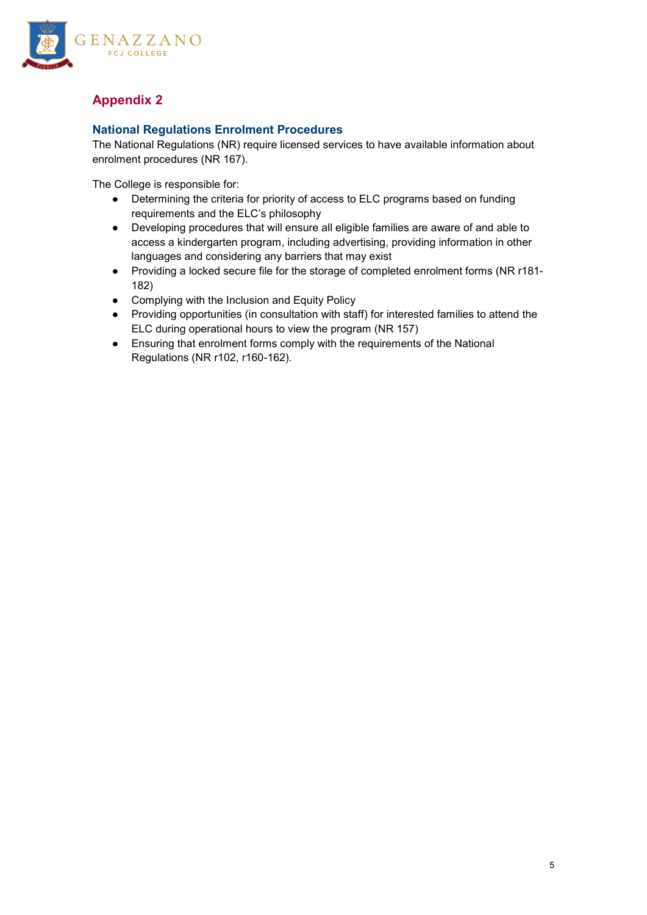## Appendix 2

### National Regulations Enrolment Procedures

The National Regulations (NR) require licensed services to have available information about enrolment procedures (NR 167).

The College is responsible for:

- Determining the criteria for priority of access to ELC programs based on funding requirements and the ELC's philosophy
- Developing procedures that will ensure all eligible families are aware of and able to access a kindergarten program, including advertising, providing information in other languages and considering any barriers that may exist
- Providing a locked secure file for the storage of completed enrolment forms (NR r181-182)
- Complying with the Inclusion and Equity Policy
- Providing opportunities (in consultation with staff) for interested families to attend the ELC during operational hours to view the program (NR 157)
- Ensuring that enrolment forms comply with the requirements of the National Regulations (NR r102, r160-162).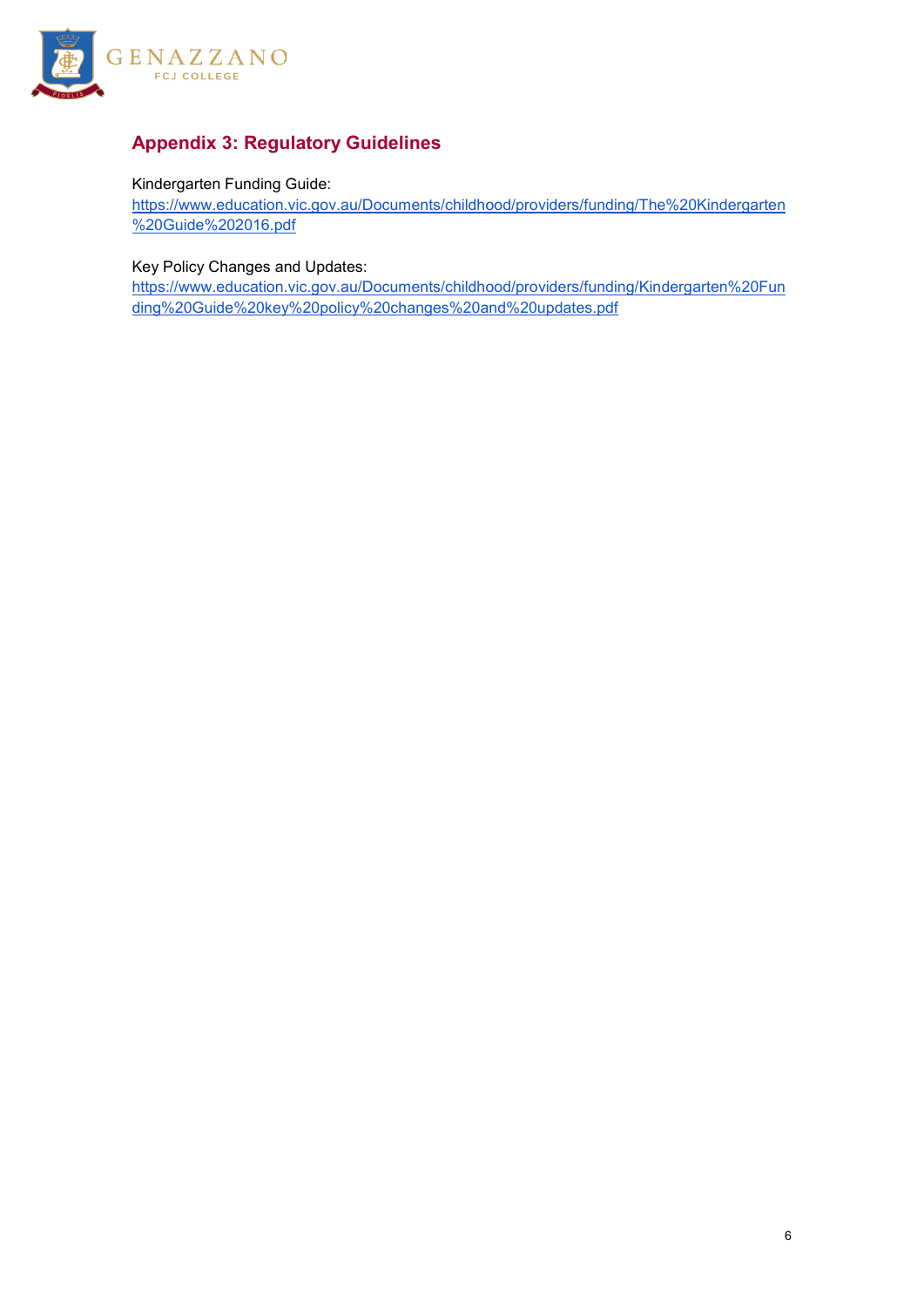## Appendix 3: Regulatory Guidelines

Kindergarten Funding Guide:
https://www.education.vic.gov.au/Documents/childhood/providers/funding/The%20Kindergarten%20Guide%202016.pdf

Key Policy Changes and Updates:
https://www.education.vic.gov.au/Documents/childhood/providers/funding/Kindergarten%20Funding%20Guide%20key%20policy%20changes%20and%20updates.pdf